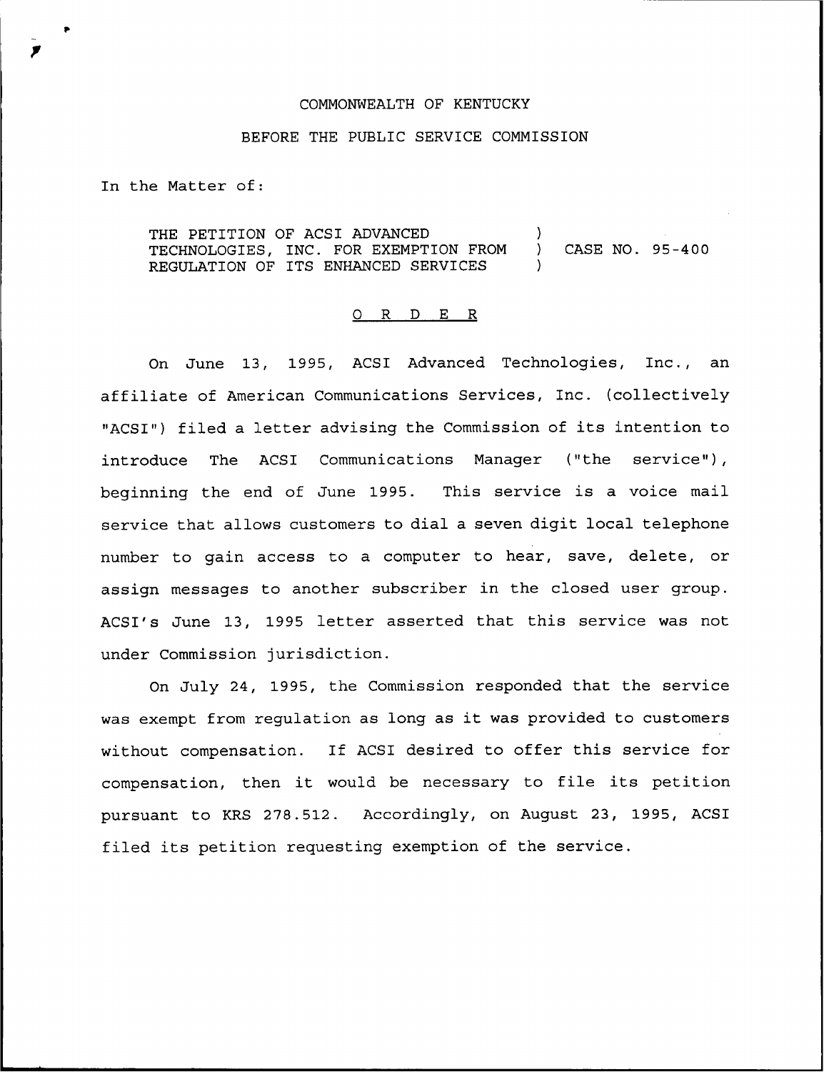COMMONWEALTH OF KENTUCKY

BEFORE THE PUBLIC SERVICE COMMISSION

In the Matter of:

THE PETITION OF ACSI ADVANCED TECHNOLOGIES, INC. FOR EXEMPTION FROM REGULATION OF ITS ENHANCED SERVICES ) CASE NO. 95-400

O R D E R

On June 13, 1995, ACSI Advanced Technologies, Inc., an affiliate of American Communications Services, Inc. (collectively "ACSI") filed a letter advising the Commission of its intention to introduce The ACSI Communications Manager ("the service"), beginning the end of June 1995. This service is a voice mail service that allows customers to dial a seven digit local telephone number to gain access to a computer to hear, save, delete, or assign messages to another subscriber in the closed user group. ACSI's June 13, 1995 letter asserted that this service was not under Commission jurisdiction.

On July 24, 1995, the Commission responded that the service was exempt from regulation as long as it was provided to customers without compensation. If ACSI desired to offer this service for compensation, then it would be necessary to file its petition pursuant to KRS 278.512. Accordingly, on August 23, 1995, ACSI filed its petition requesting exemption of the service.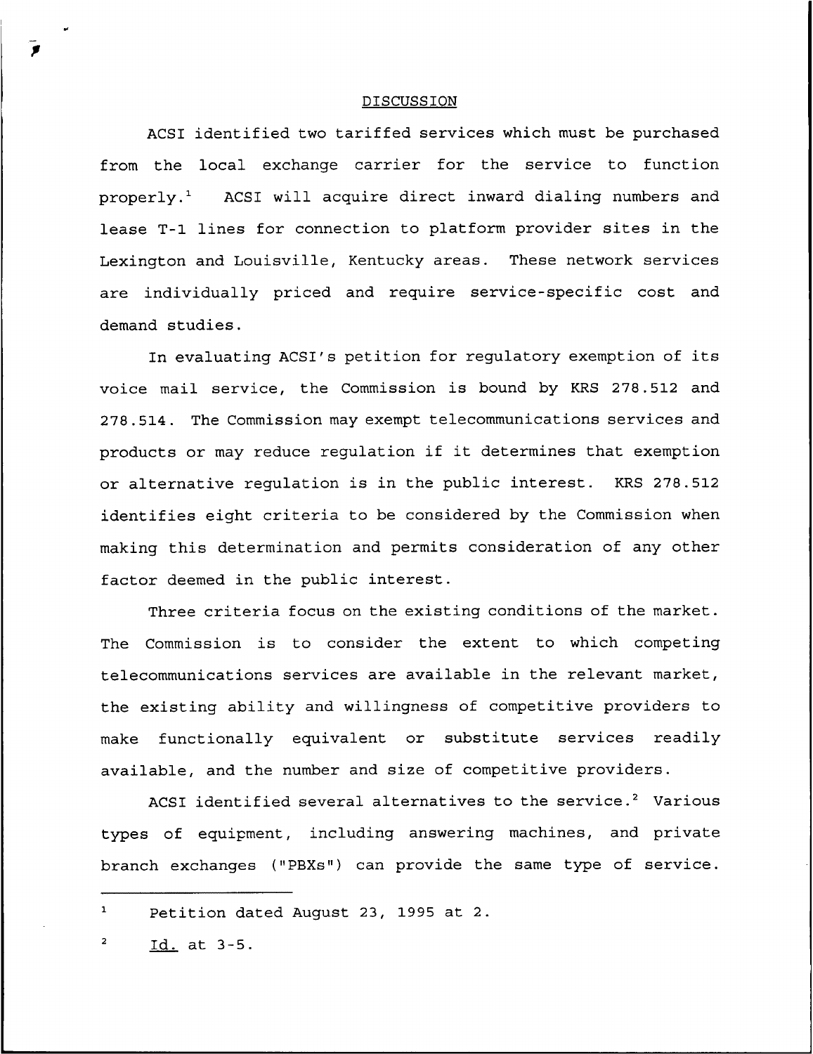## DISCUSSION

ACSI identified two tariffed services which must be purchased from the local exchange carrier for the service to function properly.[1] ACSI will acquire direct inward dialing numbers and lease T-1 lines for connection to platform provider sites in the Lexington and Louisville, Kentucky areas. These network services are individually priced and require service-specific cost and demand studies.

In evaluating ACSI's petition for regulatory exemption of its voice mail service, the Commission is bound by KRS 278.512 and 278.514. The Commission may exempt telecommunications services and products or may reduce regulation if it determines that exemption or alternative regulation is in the public interest. KRS 278.512 identifies eight criteria to be considered by the Commission when making this determination and permits consideration of any other factor deemed in the public interest.

Three criteria focus on the existing conditions of the market. The Commission is to consider the extent to which competing telecommunications services are available in the relevant market, the existing ability and willingness of competitive providers to make functionally equivalent or substitute services readily available, and the number and size of competitive providers.

ACSI identified several alternatives to the service.[2] Various types of equipment, including answering machines, and private branch exchanges ("PBXs") can provide the same type of service.

---

[1] Petition dated August 23, 1995 at 2.

[2] _Id._ at 3-5.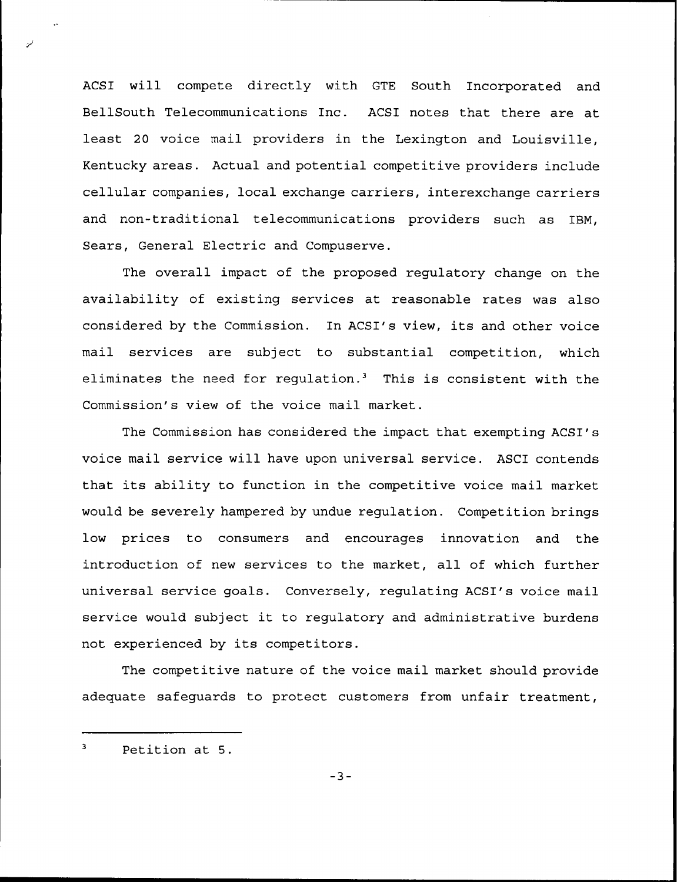ACSI will compete directly with GTE South Incorporated and BellSouth Telecommunications Inc. ACSI notes that there are at least 20 voice mail providers in the Lexington and Louisville, Kentucky areas. Actual and potential competitive providers include cellular companies, local exchange carriers, interexchange carriers and non-traditional telecommunications providers such as IBM, Sears, General Electric and Compuserve.

The overall impact of the proposed regulatory change on the availability of existing services at reasonable rates was also considered by the Commission. In ACSI's view, its and other voice mail services are subject to substantial competition, which eliminates the need for regulation.[3] This is consistent with the Commission's view of the voice mail market.

The Commission has considered the impact that exempting ACSI's voice mail service will have upon universal service. ASCI contends that its ability to function in the competitive voice mail market would be severely hampered by undue regulation. Competition brings low prices to consumers and encourages innovation and the introduction of new services to the market, all of which further universal service goals. Conversely, regulating ACSI's voice mail service would subject it to regulatory and administrative burdens not experienced by its competitors.

The competitive nature of the voice mail market should provide adequate safeguards to protect customers from unfair treatment,

---

[3] Petition at 5.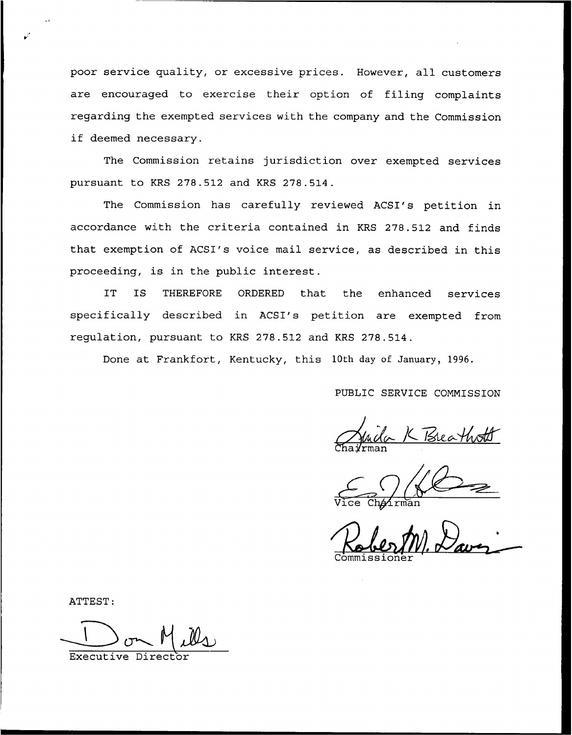poor service quality, or excessive prices. However, all customers are encouraged to exercise their option of filing complaints regarding the exempted services with the company and the Commission if deemed necessary.

The Commission retains jurisdiction over exempted services pursuant to KRS 278.512 and KRS 278.514.

The Commission has carefully reviewed ACSI's petition in accordance with the criteria contained in KRS 278.512 and finds that exemption of ACSI's voice mail service, as described in this proceeding, is in the public interest.

IT IS THEREFORE ORDERED that the enhanced services specifically described in ACSI's petition are exempted from regulation, pursuant to KRS 278.512 and KRS 278.514.

Done at Frankfort, Kentucky, this 10th day of January, 1996.

PUBLIC SERVICE COMMISSION

Linda K Breathitt
Chairman

Vice Chairman

Robert M. Davis
Commissioner

ATTEST:

Don Mills
Executive Director